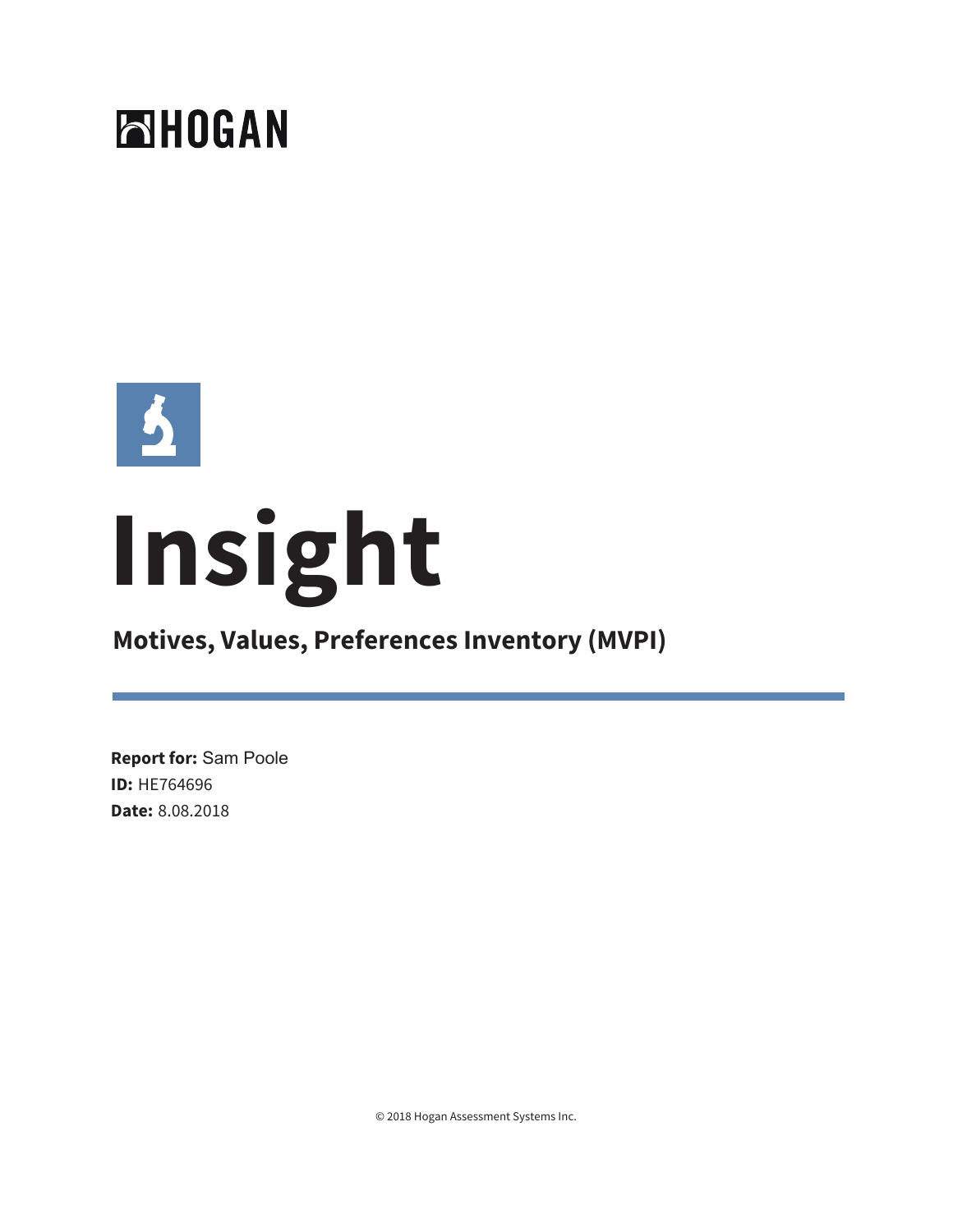HOGAN

# Insight

## Motives, Values, Preferences Inventory (MVPI)

**Report for:** Sam Poole
**ID:** HE764696
**Date:** 8.08.2018

© 2018 Hogan Assessment Systems Inc.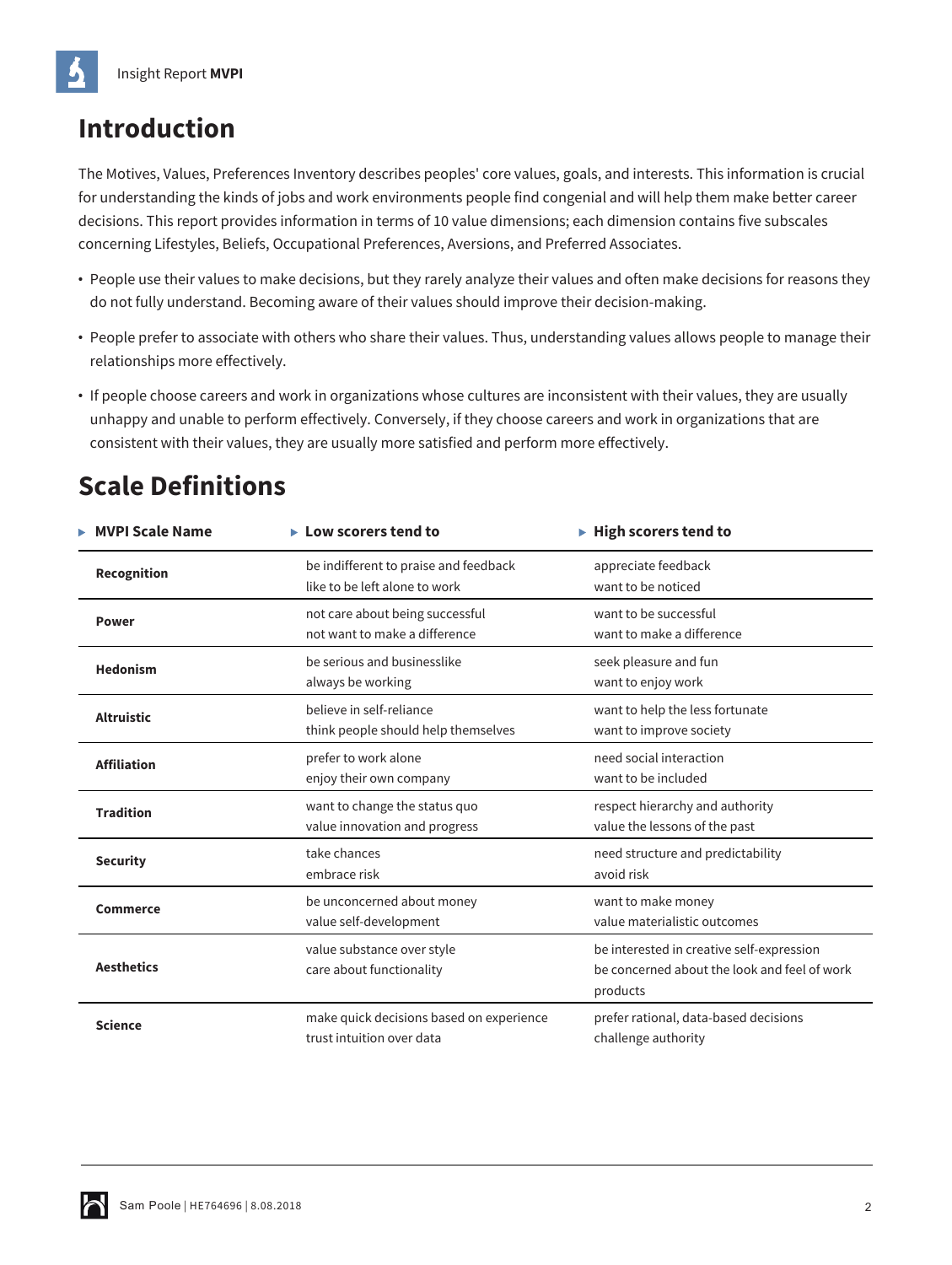## Introduction

The Motives, Values, Preferences Inventory describes peoples' core values, goals, and interests. This information is crucial for understanding the kinds of jobs and work environments people find congenial and will help them make better career decisions. This report provides information in terms of 10 value dimensions; each dimension contains five subscales concerning Lifestyles, Beliefs, Occupational Preferences, Aversions, and Preferred Associates.

- People use their values to make decisions, but they rarely analyze their values and often make decisions for reasons they do not fully understand. Becoming aware of their values should improve their decision-making.
- People prefer to associate with others who share their values. Thus, understanding values allows people to manage their relationships more effectively.
- If people choose careers and work in organizations whose cultures are inconsistent with their values, they are usually unhappy and unable to perform effectively. Conversely, if they choose careers and work in organizations that are consistent with their values, they are usually more satisfied and perform more effectively.

## Scale Definitions

| MVPI Scale Name | Low scorers tend to | High scorers tend to |
|---|---|---|
| **Recognition** | be indifferent to praise and feedback<br>like to be left alone to work | appreciate feedback<br>want to be noticed |
| **Power** | not care about being successful<br>not want to make a difference | want to be successful<br>want to make a difference |
| **Hedonism** | be serious and businesslike<br>always be working | seek pleasure and fun<br>want to enjoy work |
| **Altruistic** | believe in self-reliance<br>think people should help themselves | want to help the less fortunate<br>want to improve society |
| **Affiliation** | prefer to work alone<br>enjoy their own company | need social interaction<br>want to be included |
| **Tradition** | want to change the status quo<br>value innovation and progress | respect hierarchy and authority<br>value the lessons of the past |
| **Security** | take chances<br>embrace risk | need structure and predictability<br>avoid risk |
| **Commerce** | be unconcerned about money<br>value self-development | want to make money<br>value materialistic outcomes |
| **Aesthetics** | value substance over style<br>care about functionality | be interested in creative self-expression<br>be concerned about the look and feel of work products |
| **Science** | make quick decisions based on experience<br>trust intuition over data | prefer rational, data-based decisions<br>challenge authority |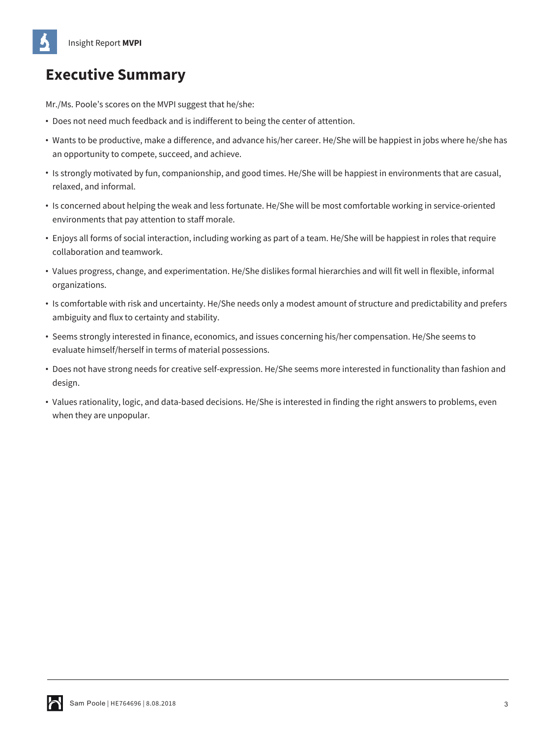# Executive Summary

Mr./Ms. Poole's scores on the MVPI suggest that he/she:

- Does not need much feedback and is indifferent to being the center of attention.
- Wants to be productive, make a difference, and advance his/her career. He/She will be happiest in jobs where he/she has an opportunity to compete, succeed, and achieve.
- Is strongly motivated by fun, companionship, and good times. He/She will be happiest in environments that are casual, relaxed, and informal.
- Is concerned about helping the weak and less fortunate. He/She will be most comfortable working in service-oriented environments that pay attention to staff morale.
- Enjoys all forms of social interaction, including working as part of a team. He/She will be happiest in roles that require collaboration and teamwork.
- Values progress, change, and experimentation. He/She dislikes formal hierarchies and will fit well in flexible, informal organizations.
- Is comfortable with risk and uncertainty. He/She needs only a modest amount of structure and predictability and prefers ambiguity and flux to certainty and stability.
- Seems strongly interested in finance, economics, and issues concerning his/her compensation. He/She seems to evaluate himself/herself in terms of material possessions.
- Does not have strong needs for creative self-expression. He/She seems more interested in functionality than fashion and design.
- Values rationality, logic, and data-based decisions. He/She is interested in finding the right answers to problems, even when they are unpopular.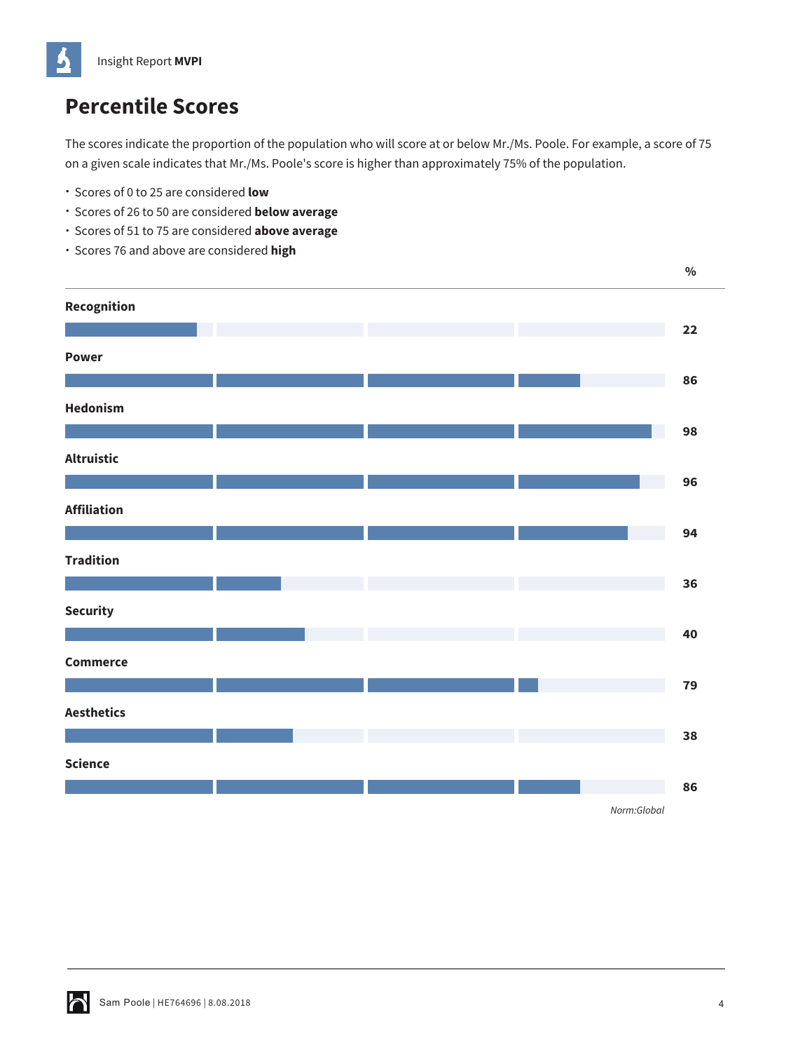## Percentile Scores

The scores indicate the proportion of the population who will score at or below Mr./Ms. Poole. For example, a score of 75 on a given scale indicates that Mr./Ms. Poole's score is higher than approximately 75% of the population.

- Scores of 0 to 25 are considered **low**
- Scores of 26 to 50 are considered **below average**
- Scores of 51 to 75 are considered **above average**
- Scores 76 and above are considered **high**

| Scale | % |
|---|---|
| **Recognition** | 22 |
| **Power** | 86 |
| **Hedonism** | 98 |
| **Altruistic** | 96 |
| **Affiliation** | 94 |
| **Tradition** | 36 |
| **Security** | 40 |
| **Commerce** | 79 |
| **Aesthetics** | 38 |
| **Science** | 86 |

*Norm:Global*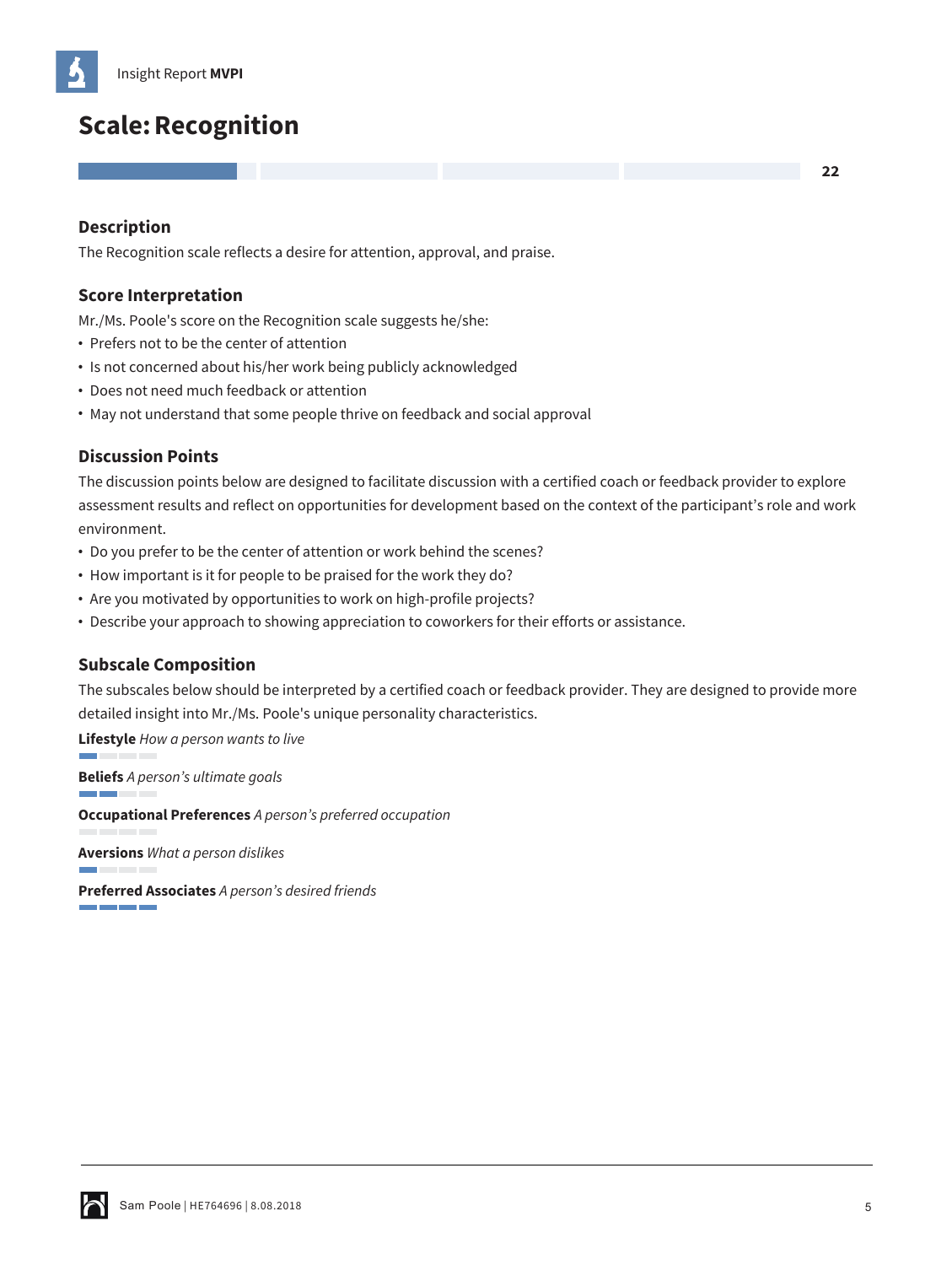# Scale: Recognition

22

### Description

The Recognition scale reflects a desire for attention, approval, and praise.

### Score Interpretation

Mr./Ms. Poole's score on the Recognition scale suggests he/she:

- Prefers not to be the center of attention
- Is not concerned about his/her work being publicly acknowledged
- Does not need much feedback or attention
- May not understand that some people thrive on feedback and social approval

### Discussion Points

The discussion points below are designed to facilitate discussion with a certified coach or feedback provider to explore assessment results and reflect on opportunities for development based on the context of the participant's role and work environment.

- Do you prefer to be the center of attention or work behind the scenes?
- How important is it for people to be praised for the work they do?
- Are you motivated by opportunities to work on high-profile projects?
- Describe your approach to showing appreciation to coworkers for their efforts or assistance.

### Subscale Composition

The subscales below should be interpreted by a certified coach or feedback provider. They are designed to provide more detailed insight into Mr./Ms. Poole's unique personality characteristics.

**Lifestyle** *How a person wants to live*

**Beliefs** *A person's ultimate goals*

**Occupational Preferences** *A person's preferred occupation*

**Aversions** *What a person dislikes*

**Preferred Associates** *A person's desired friends*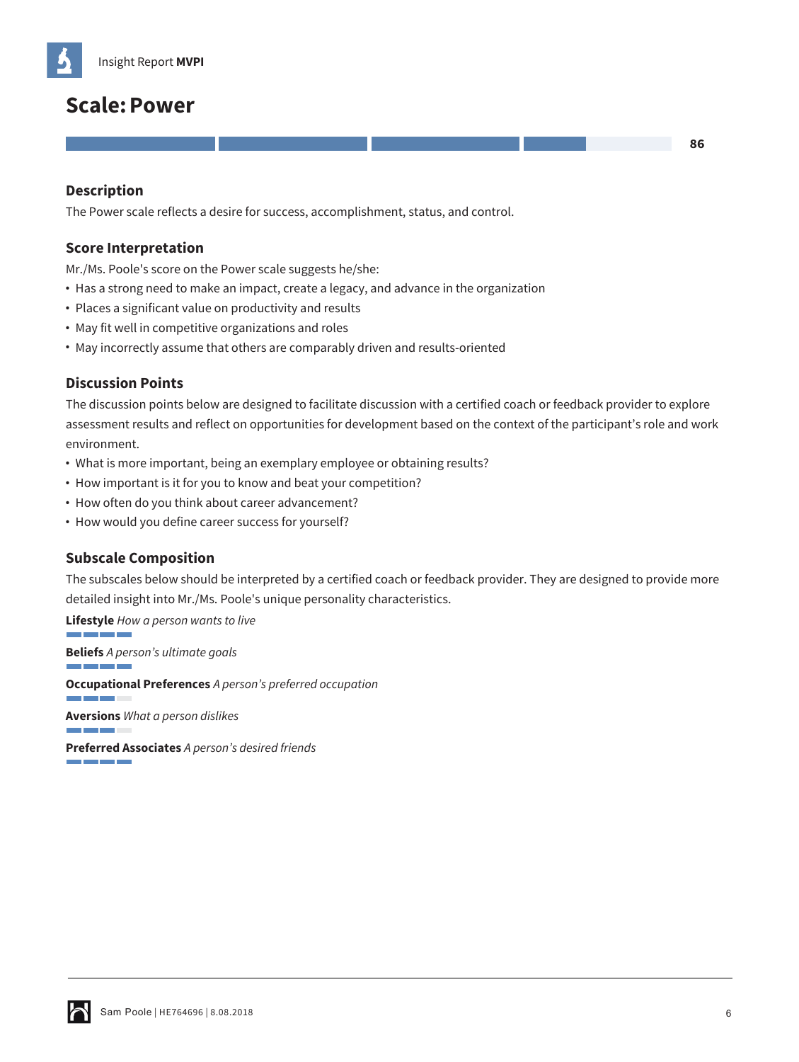## Scale: Power

86

### Description

The Power scale reflects a desire for success, accomplishment, status, and control.

### Score Interpretation

Mr./Ms. Poole's score on the Power scale suggests he/she:

- Has a strong need to make an impact, create a legacy, and advance in the organization
- Places a significant value on productivity and results
- May fit well in competitive organizations and roles
- May incorrectly assume that others are comparably driven and results-oriented

### Discussion Points

The discussion points below are designed to facilitate discussion with a certified coach or feedback provider to explore assessment results and reflect on opportunities for development based on the context of the participant's role and work environment.

- What is more important, being an exemplary employee or obtaining results?
- How important is it for you to know and beat your competition?
- How often do you think about career advancement?
- How would you define career success for yourself?

### Subscale Composition

The subscales below should be interpreted by a certified coach or feedback provider. They are designed to provide more detailed insight into Mr./Ms. Poole's unique personality characteristics.

**Lifestyle** *How a person wants to live*

**Beliefs** *A person's ultimate goals*

**Occupational Preferences** *A person's preferred occupation*

**Aversions** *What a person dislikes*

**Preferred Associates** *A person's desired friends*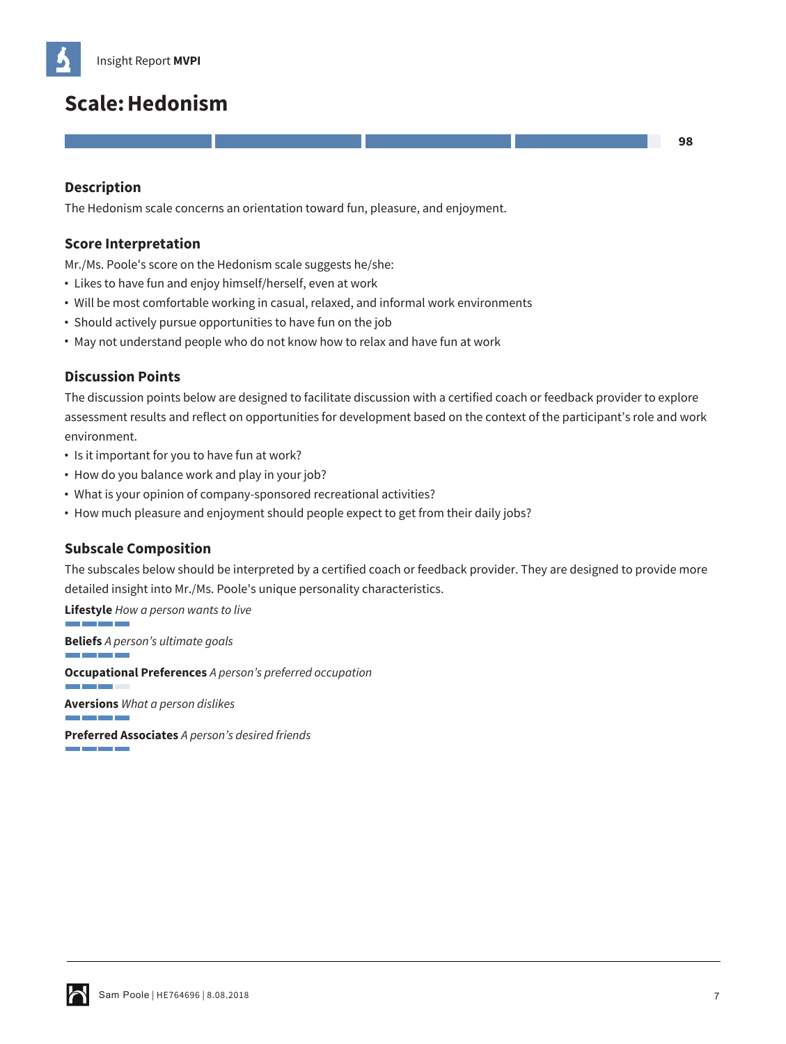# Scale: Hedonism

98

## Description

The Hedonism scale concerns an orientation toward fun, pleasure, and enjoyment.

## Score Interpretation

Mr./Ms. Poole's score on the Hedonism scale suggests he/she:

- Likes to have fun and enjoy himself/herself, even at work
- Will be most comfortable working in casual, relaxed, and informal work environments
- Should actively pursue opportunities to have fun on the job
- May not understand people who do not know how to relax and have fun at work

## Discussion Points

The discussion points below are designed to facilitate discussion with a certified coach or feedback provider to explore assessment results and reflect on opportunities for development based on the context of the participant's role and work environment.

- Is it important for you to have fun at work?
- How do you balance work and play in your job?
- What is your opinion of company-sponsored recreational activities?
- How much pleasure and enjoyment should people expect to get from their daily jobs?

## Subscale Composition

The subscales below should be interpreted by a certified coach or feedback provider. They are designed to provide more detailed insight into Mr./Ms. Poole's unique personality characteristics.

**Lifestyle** *How a person wants to live*

**Beliefs** *A person's ultimate goals*

**Occupational Preferences** *A person's preferred occupation*

**Aversions** *What a person dislikes*

**Preferred Associates** *A person's desired friends*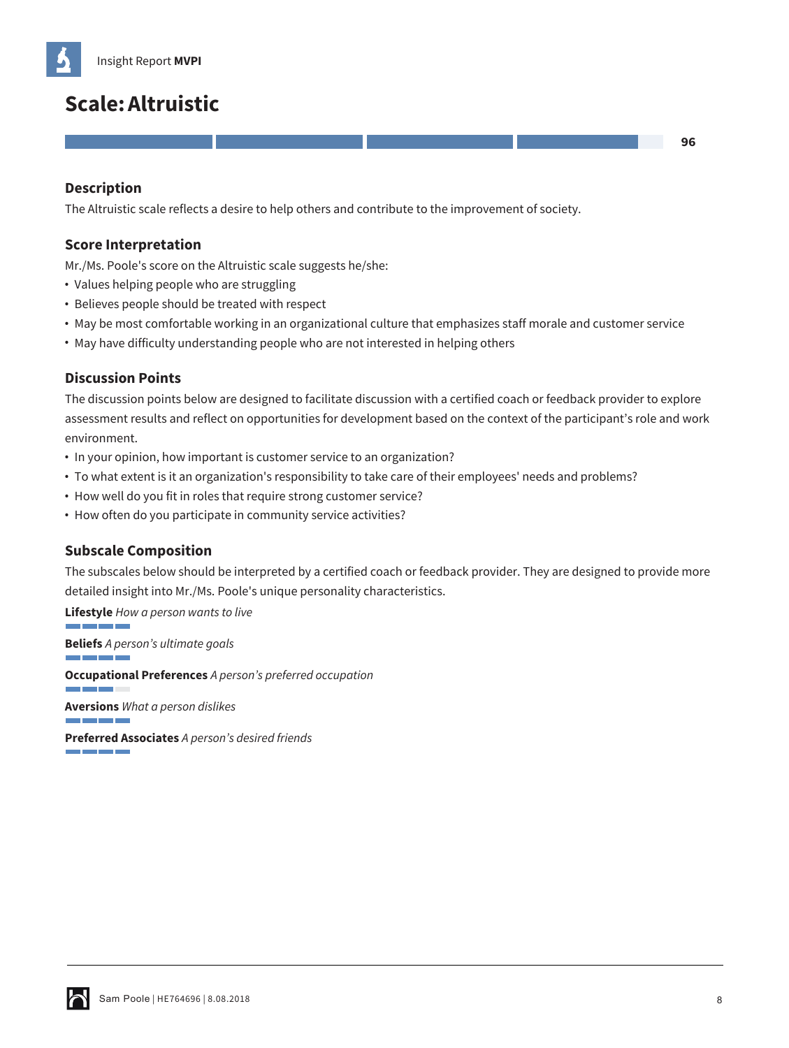# Scale: Altruistic

96

## Description

The Altruistic scale reflects a desire to help others and contribute to the improvement of society.

## Score Interpretation

Mr./Ms. Poole's score on the Altruistic scale suggests he/she:

- Values helping people who are struggling
- Believes people should be treated with respect
- May be most comfortable working in an organizational culture that emphasizes staff morale and customer service
- May have difficulty understanding people who are not interested in helping others

## Discussion Points

The discussion points below are designed to facilitate discussion with a certified coach or feedback provider to explore assessment results and reflect on opportunities for development based on the context of the participant's role and work environment.

- In your opinion, how important is customer service to an organization?
- To what extent is it an organization's responsibility to take care of their employees' needs and problems?
- How well do you fit in roles that require strong customer service?
- How often do you participate in community service activities?

## Subscale Composition

The subscales below should be interpreted by a certified coach or feedback provider. They are designed to provide more detailed insight into Mr./Ms. Poole's unique personality characteristics.

**Lifestyle** *How a person wants to live*

**Beliefs** *A person's ultimate goals*

**Occupational Preferences** *A person's preferred occupation*

**Aversions** *What a person dislikes*

**Preferred Associates** *A person's desired friends*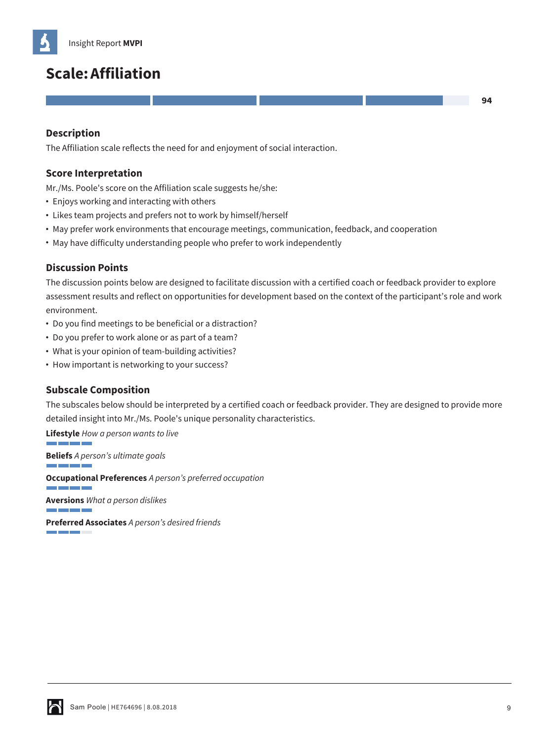# Scale: Affiliation

94

### Description

The Affiliation scale reflects the need for and enjoyment of social interaction.

### Score Interpretation

Mr./Ms. Poole's score on the Affiliation scale suggests he/she:

- Enjoys working and interacting with others
- Likes team projects and prefers not to work by himself/herself
- May prefer work environments that encourage meetings, communication, feedback, and cooperation
- May have difficulty understanding people who prefer to work independently

### Discussion Points

The discussion points below are designed to facilitate discussion with a certified coach or feedback provider to explore assessment results and reflect on opportunities for development based on the context of the participant's role and work environment.

- Do you find meetings to be beneficial or a distraction?
- Do you prefer to work alone or as part of a team?
- What is your opinion of team-building activities?
- How important is networking to your success?

### Subscale Composition

The subscales below should be interpreted by a certified coach or feedback provider. They are designed to provide more detailed insight into Mr./Ms. Poole's unique personality characteristics.

**Lifestyle** *How a person wants to live*

**Beliefs** *A person's ultimate goals*

**Occupational Preferences** *A person's preferred occupation*

**Aversions** *What a person dislikes*

**Preferred Associates** *A person's desired friends*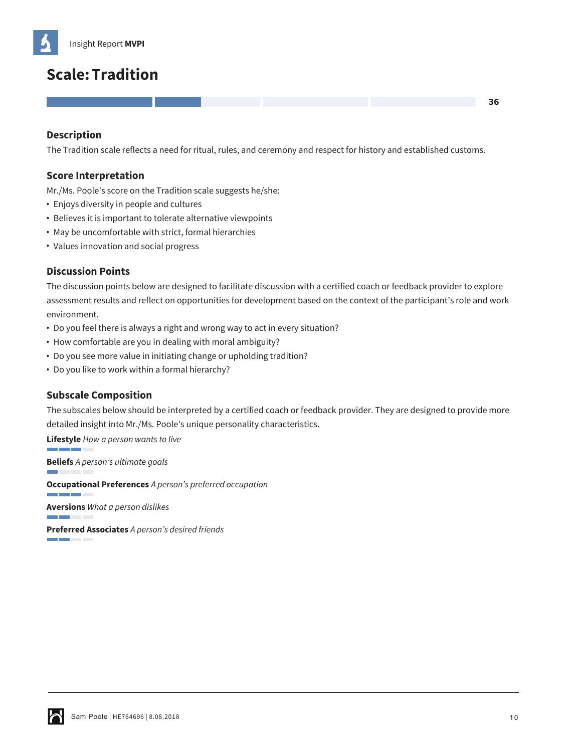## Scale: Tradition

36

### Description

The Tradition scale reflects a need for ritual, rules, and ceremony and respect for history and established customs.

### Score Interpretation

Mr./Ms. Poole's score on the Tradition scale suggests he/she:

- Enjoys diversity in people and cultures
- Believes it is important to tolerate alternative viewpoints
- May be uncomfortable with strict, formal hierarchies
- Values innovation and social progress

### Discussion Points

The discussion points below are designed to facilitate discussion with a certified coach or feedback provider to explore assessment results and reflect on opportunities for development based on the context of the participant's role and work environment.

- Do you feel there is always a right and wrong way to act in every situation?
- How comfortable are you in dealing with moral ambiguity?
- Do you see more value in initiating change or upholding tradition?
- Do you like to work within a formal hierarchy?

### Subscale Composition

The subscales below should be interpreted by a certified coach or feedback provider. They are designed to provide more detailed insight into Mr./Ms. Poole's unique personality characteristics.

**Lifestyle** *How a person wants to live*

**Beliefs** *A person's ultimate goals*

**Occupational Preferences** *A person's preferred occupation*

**Aversions** *What a person dislikes*

**Preferred Associates** *A person's desired friends*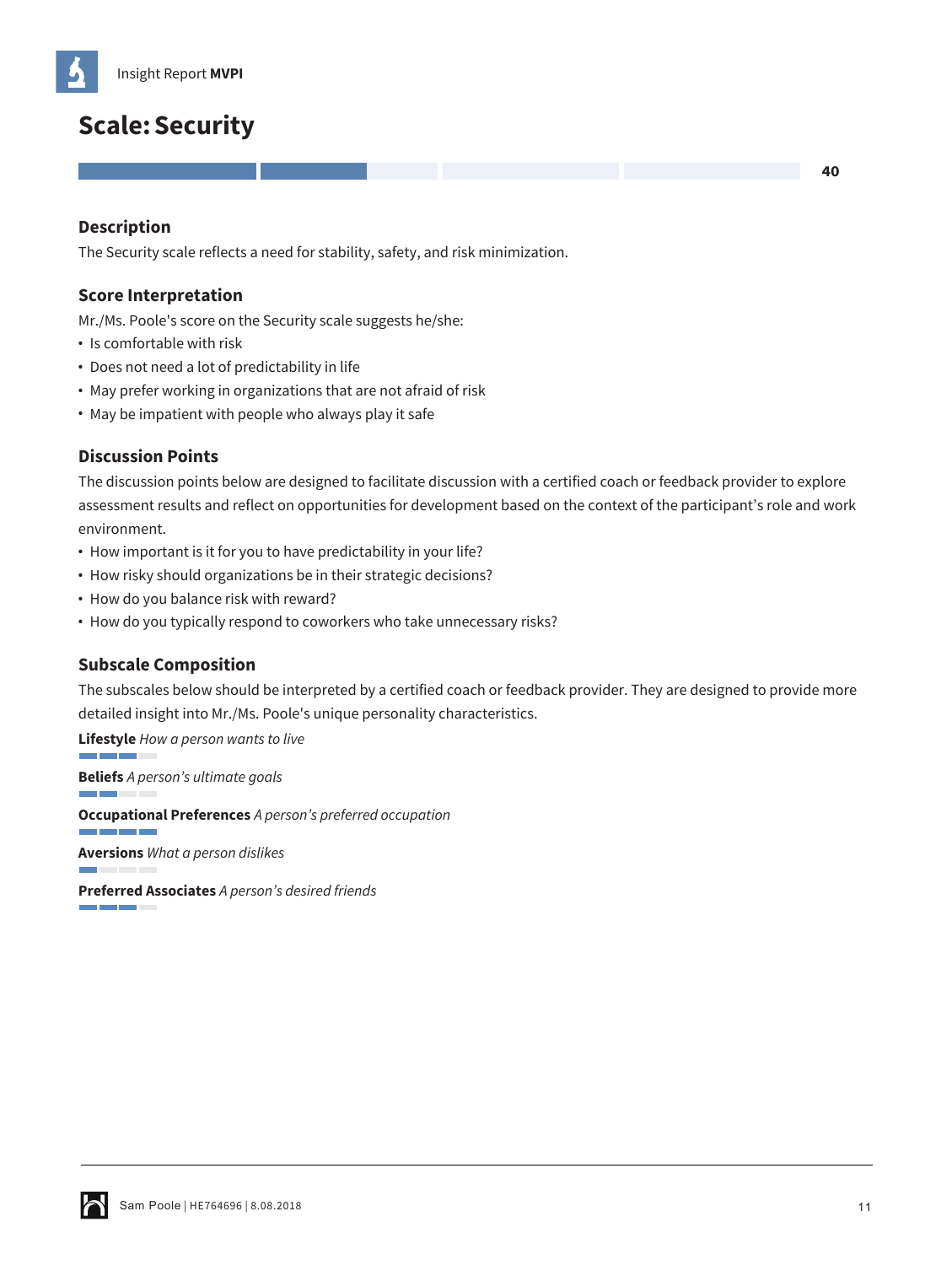# Scale: Security

40

## Description

The Security scale reflects a need for stability, safety, and risk minimization.

## Score Interpretation

Mr./Ms. Poole's score on the Security scale suggests he/she:

- Is comfortable with risk
- Does not need a lot of predictability in life
- May prefer working in organizations that are not afraid of risk
- May be impatient with people who always play it safe

## Discussion Points

The discussion points below are designed to facilitate discussion with a certified coach or feedback provider to explore assessment results and reflect on opportunities for development based on the context of the participant's role and work environment.

- How important is it for you to have predictability in your life?
- How risky should organizations be in their strategic decisions?
- How do you balance risk with reward?
- How do you typically respond to coworkers who take unnecessary risks?

## Subscale Composition

The subscales below should be interpreted by a certified coach or feedback provider. They are designed to provide more detailed insight into Mr./Ms. Poole's unique personality characteristics.

**Lifestyle** *How a person wants to live*

**Beliefs** *A person's ultimate goals*

**Occupational Preferences** *A person's preferred occupation*

**Aversions** *What a person dislikes*

**Preferred Associates** *A person's desired friends*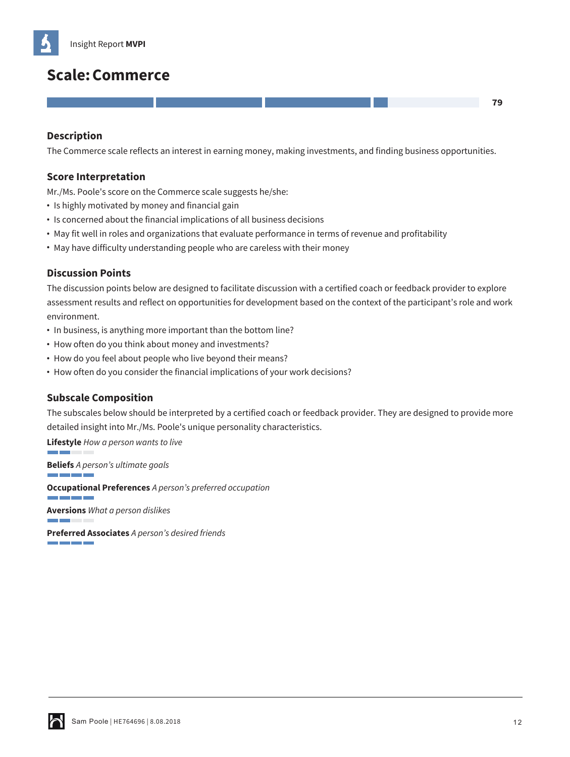## Scale: Commerce

79

### Description

The Commerce scale reflects an interest in earning money, making investments, and finding business opportunities.

### Score Interpretation

Mr./Ms. Poole's score on the Commerce scale suggests he/she:

- Is highly motivated by money and financial gain
- Is concerned about the financial implications of all business decisions
- May fit well in roles and organizations that evaluate performance in terms of revenue and profitability
- May have difficulty understanding people who are careless with their money

### Discussion Points

The discussion points below are designed to facilitate discussion with a certified coach or feedback provider to explore assessment results and reflect on opportunities for development based on the context of the participant's role and work environment.

- In business, is anything more important than the bottom line?
- How often do you think about money and investments?
- How do you feel about people who live beyond their means?
- How often do you consider the financial implications of your work decisions?

### Subscale Composition

The subscales below should be interpreted by a certified coach or feedback provider. They are designed to provide more detailed insight into Mr./Ms. Poole's unique personality characteristics.

**Lifestyle** *How a person wants to live*

**Beliefs** *A person's ultimate goals*

**Occupational Preferences** *A person's preferred occupation*

**Aversions** *What a person dislikes*

**Preferred Associates** *A person's desired friends*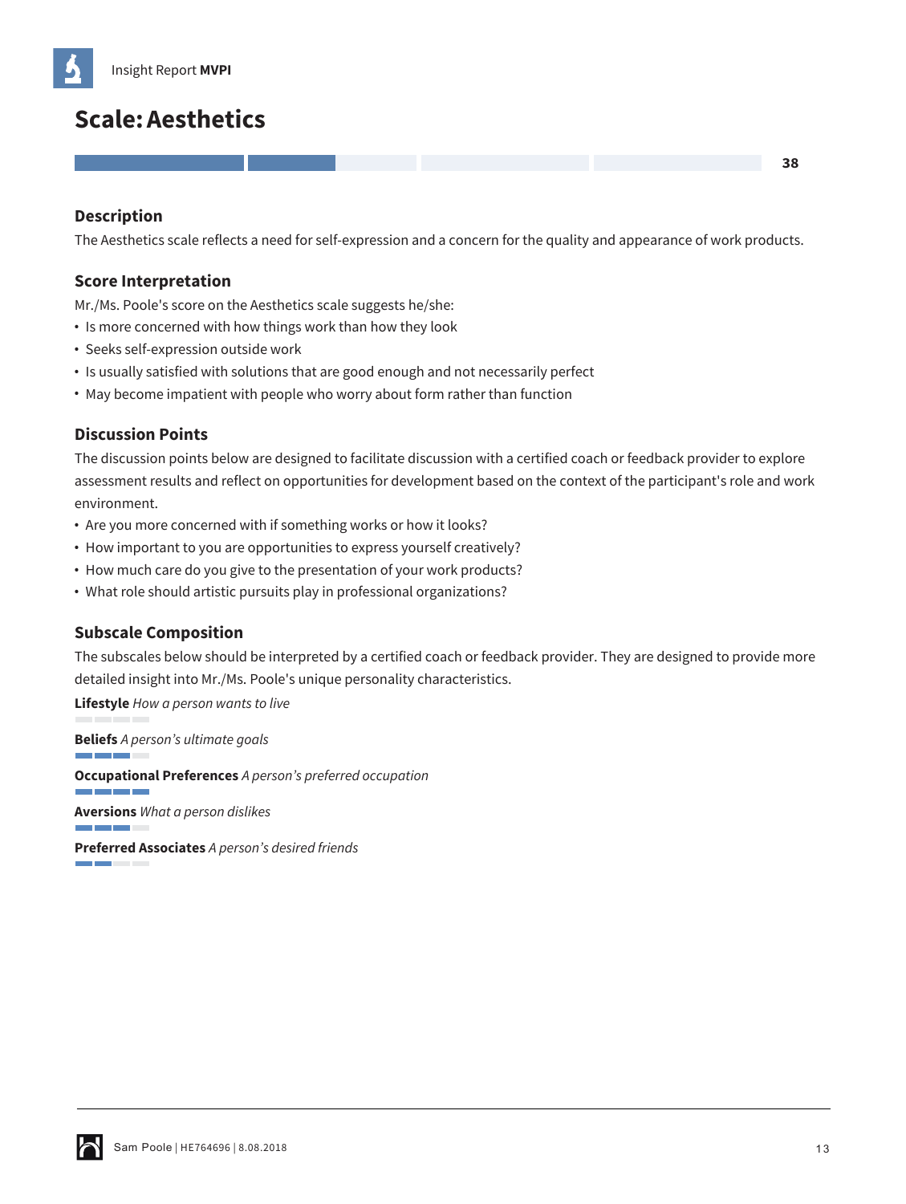# Scale: Aesthetics

38

### Description

The Aesthetics scale reflects a need for self-expression and a concern for the quality and appearance of work products.

### Score Interpretation

Mr./Ms. Poole's score on the Aesthetics scale suggests he/she:

- Is more concerned with how things work than how they look
- Seeks self-expression outside work
- Is usually satisfied with solutions that are good enough and not necessarily perfect
- May become impatient with people who worry about form rather than function

### Discussion Points

The discussion points below are designed to facilitate discussion with a certified coach or feedback provider to explore assessment results and reflect on opportunities for development based on the context of the participant's role and work environment.

- Are you more concerned with if something works or how it looks?
- How important to you are opportunities to express yourself creatively?
- How much care do you give to the presentation of your work products?
- What role should artistic pursuits play in professional organizations?

### Subscale Composition

The subscales below should be interpreted by a certified coach or feedback provider. They are designed to provide more detailed insight into Mr./Ms. Poole's unique personality characteristics.

**Lifestyle** *How a person wants to live*

**Beliefs** *A person's ultimate goals*

**Occupational Preferences** *A person's preferred occupation*

**Aversions** *What a person dislikes*

**Preferred Associates** *A person's desired friends*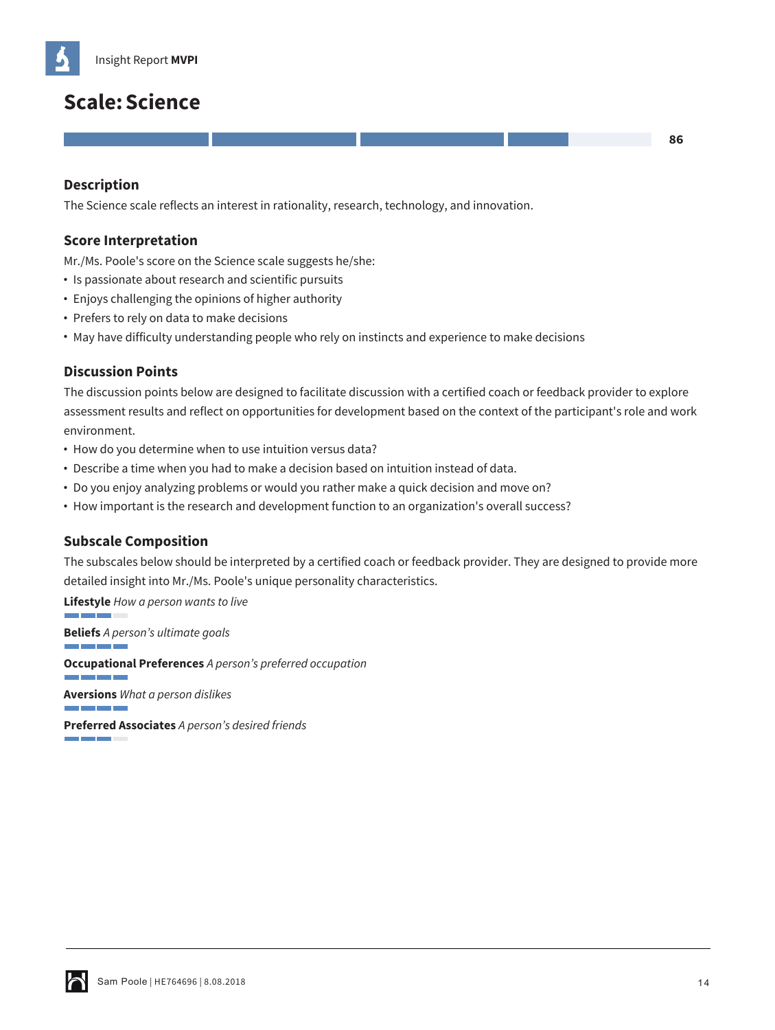# Scale: Science

86

### Description

The Science scale reflects an interest in rationality, research, technology, and innovation.

### Score Interpretation

Mr./Ms. Poole's score on the Science scale suggests he/she:

- Is passionate about research and scientific pursuits
- Enjoys challenging the opinions of higher authority
- Prefers to rely on data to make decisions
- May have difficulty understanding people who rely on instincts and experience to make decisions

### Discussion Points

The discussion points below are designed to facilitate discussion with a certified coach or feedback provider to explore assessment results and reflect on opportunities for development based on the context of the participant's role and work environment.

- How do you determine when to use intuition versus data?
- Describe a time when you had to make a decision based on intuition instead of data.
- Do you enjoy analyzing problems or would you rather make a quick decision and move on?
- How important is the research and development function to an organization's overall success?

### Subscale Composition

The subscales below should be interpreted by a certified coach or feedback provider. They are designed to provide more detailed insight into Mr./Ms. Poole's unique personality characteristics.

**Lifestyle** *How a person wants to live*

**Beliefs** *A person's ultimate goals*

**Occupational Preferences** *A person's preferred occupation*

**Aversions** *What a person dislikes*

**Preferred Associates** *A person's desired friends*